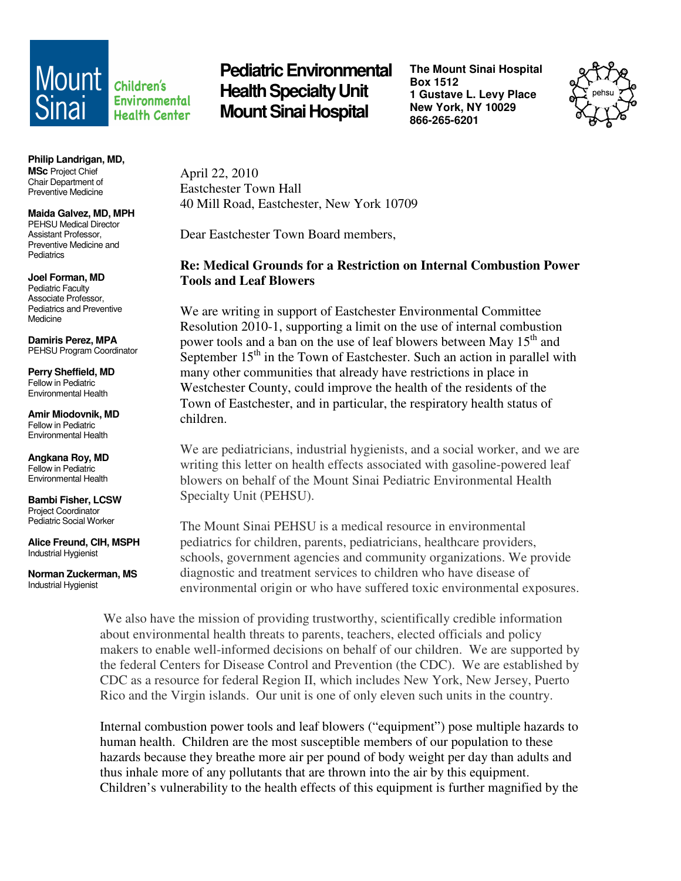**Mount Sinai** Children's Environmental Health Center

**Pediatric Environmental Health Specialty Unit Mount Sinai Hospital**

**The Mount Sinai Hospital**
**Box 1512**
**1 Gustave L. Levy Place**
**New York, NY 10029**
**866-265-6201**

pehsu

**Philip Landrigan, MD, MSc** Project Chief
Chair Department of Preventive Medicine

**Maida Galvez, MD, MPH**
PEHSU Medical Director
Assistant Professor, Preventive Medicine and Pediatrics

**Joel Forman, MD**
Pediatric Faculty
Associate Professor, Pediatrics and Preventive Medicine

**Damiris Perez, MPA**
PEHSU Program Coordinator

**Perry Sheffield, MD**
Fellow in Pediatric Environmental Health

**Amir Miodovnik, MD**
Fellow in Pediatric Environmental Health

**Angkana Roy, MD**
Fellow in Pediatric Environmental Health

**Bambi Fisher, LCSW**
Project Coordinator
Pediatric Social Worker

**Alice Freund, CIH, MSPH**
Industrial Hygienist

**Norman Zuckerman, MS**
Industrial Hygienist

April 22, 2010
Eastchester Town Hall
40 Mill Road, Eastchester, New York 10709

Dear Eastchester Town Board members,

**Re: Medical Grounds for a Restriction on Internal Combustion Power Tools and Leaf Blowers**

We are writing in support of Eastchester Environmental Committee Resolution 2010-1, supporting a limit on the use of internal combustion power tools and a ban on the use of leaf blowers between May 15th and September 15th in the Town of Eastchester. Such an action in parallel with many other communities that already have restrictions in place in Westchester County, could improve the health of the residents of the Town of Eastchester, and in particular, the respiratory health status of children.

We are pediatricians, industrial hygienists, and a social worker, and we are writing this letter on health effects associated with gasoline-powered leaf blowers on behalf of the Mount Sinai Pediatric Environmental Health Specialty Unit (PEHSU).

The Mount Sinai PEHSU is a medical resource in environmental pediatrics for children, parents, pediatricians, healthcare providers, schools, government agencies and community organizations. We provide diagnostic and treatment services to children who have disease of environmental origin or who have suffered toxic environmental exposures.

We also have the mission of providing trustworthy, scientifically credible information about environmental health threats to parents, teachers, elected officials and policy makers to enable well-informed decisions on behalf of our children. We are supported by the federal Centers for Disease Control and Prevention (the CDC). We are established by CDC as a resource for federal Region II, which includes New York, New Jersey, Puerto Rico and the Virgin islands. Our unit is one of only eleven such units in the country.

Internal combustion power tools and leaf blowers ("equipment") pose multiple hazards to human health. Children are the most susceptible members of our population to these hazards because they breathe more air per pound of body weight per day than adults and thus inhale more of any pollutants that are thrown into the air by this equipment. Children's vulnerability to the health effects of this equipment is further magnified by the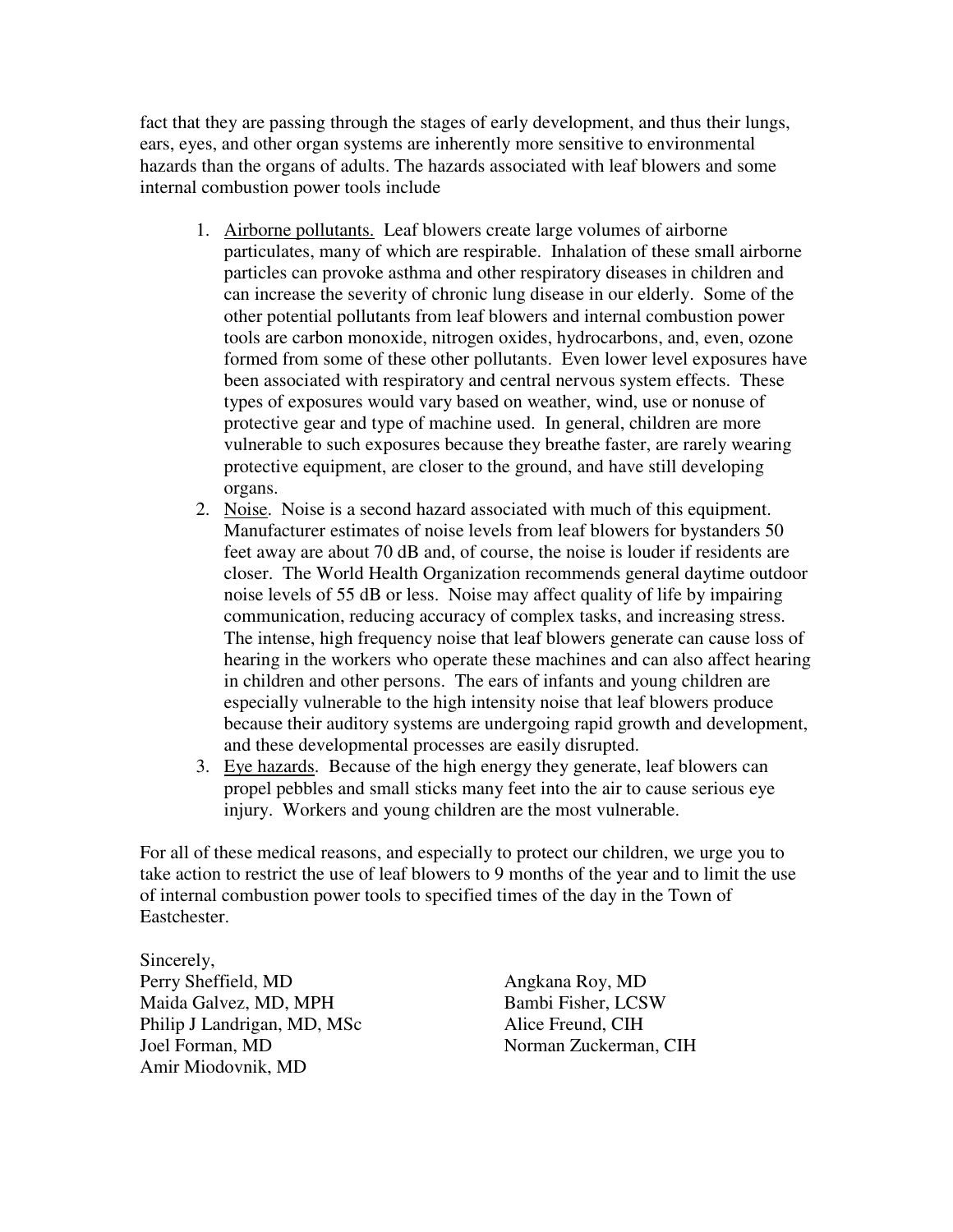fact that they are passing through the stages of early development, and thus their lungs, ears, eyes, and other organ systems are inherently more sensitive to environmental hazards than the organs of adults. The hazards associated with leaf blowers and some internal combustion power tools include

1. Airborne pollutants. Leaf blowers create large volumes of airborne particulates, many of which are respirable. Inhalation of these small airborne particles can provoke asthma and other respiratory diseases in children and can increase the severity of chronic lung disease in our elderly. Some of the other potential pollutants from leaf blowers and internal combustion power tools are carbon monoxide, nitrogen oxides, hydrocarbons, and, even, ozone formed from some of these other pollutants. Even lower level exposures have been associated with respiratory and central nervous system effects. These types of exposures would vary based on weather, wind, use or nonuse of protective gear and type of machine used. In general, children are more vulnerable to such exposures because they breathe faster, are rarely wearing protective equipment, are closer to the ground, and have still developing organs.
2. Noise. Noise is a second hazard associated with much of this equipment. Manufacturer estimates of noise levels from leaf blowers for bystanders 50 feet away are about 70 dB and, of course, the noise is louder if residents are closer. The World Health Organization recommends general daytime outdoor noise levels of 55 dB or less. Noise may affect quality of life by impairing communication, reducing accuracy of complex tasks, and increasing stress. The intense, high frequency noise that leaf blowers generate can cause loss of hearing in the workers who operate these machines and can also affect hearing in children and other persons. The ears of infants and young children are especially vulnerable to the high intensity noise that leaf blowers produce because their auditory systems are undergoing rapid growth and development, and these developmental processes are easily disrupted.
3. Eye hazards. Because of the high energy they generate, leaf blowers can propel pebbles and small sticks many feet into the air to cause serious eye injury. Workers and young children are the most vulnerable.

For all of these medical reasons, and especially to protect our children, we urge you to take action to restrict the use of leaf blowers to 9 months of the year and to limit the use of internal combustion power tools to specified times of the day in the Town of Eastchester.

Sincerely,

Perry Sheffield, MD
Maida Galvez, MD, MPH
Philip J Landrigan, MD, MSc
Joel Forman, MD
Amir Miodovnik, MD
Angkana Roy, MD
Bambi Fisher, LCSW
Alice Freund, CIH
Norman Zuckerman, CIH